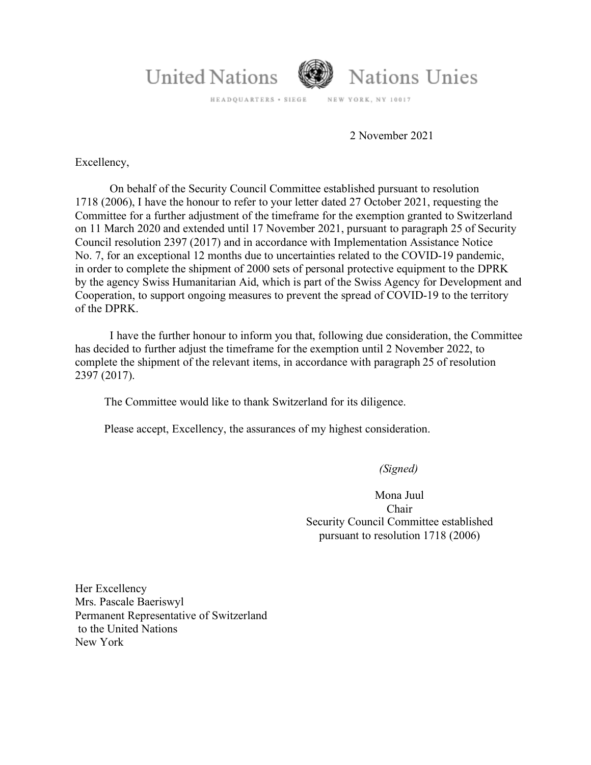United Nations — Nations Unies

HEADQUARTERS • SIEGE — NEW YORK, NY 10017

2 November 2021

Excellency,

On behalf of the Security Council Committee established pursuant to resolution 1718 (2006), I have the honour to refer to your letter dated 27 October 2021, requesting the Committee for a further adjustment of the timeframe for the exemption granted to Switzerland on 11 March 2020 and extended until 17 November 2021, pursuant to paragraph 25 of Security Council resolution 2397 (2017) and in accordance with Implementation Assistance Notice No. 7, for an exceptional 12 months due to uncertainties related to the COVID-19 pandemic, in order to complete the shipment of 2000 sets of personal protective equipment to the DPRK by the agency Swiss Humanitarian Aid, which is part of the Swiss Agency for Development and Cooperation, to support ongoing measures to prevent the spread of COVID-19 to the territory of the DPRK.

I have the further honour to inform you that, following due consideration, the Committee has decided to further adjust the timeframe for the exemption until 2 November 2022, to complete the shipment of the relevant items, in accordance with paragraph 25 of resolution 2397 (2017).

The Committee would like to thank Switzerland for its diligence.

Please accept, Excellency, the assurances of my highest consideration.

*(Signed)*

Mona Juul
Chair
Security Council Committee established
pursuant to resolution 1718 (2006)

Her Excellency
Mrs. Pascale Baeriswyl
Permanent Representative of Switzerland
to the United Nations
New York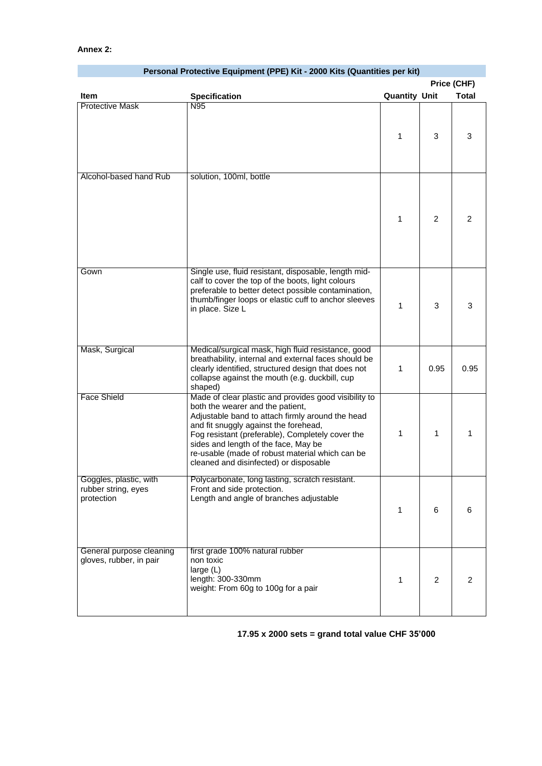**Annex 2:**

| Personal Protective Equipment (PPE) Kit - 2000 Kits (Quantities per kit) | | | | |
|---|---|---|---|---|
| | | | Price (CHF) | |
| Item | Specification | Quantity | Unit | Total |
| Protective Mask | N95 | 1 | 3 | 3 |
| Alcohol-based hand Rub | solution, 100ml, bottle | 1 | 2 | 2 |
| Gown | Single use, fluid resistant, disposable, length mid-calf to cover the top of the boots, light colours preferable to better detect possible contamination, thumb/finger loops or elastic cuff to anchor sleeves in place. Size L | 1 | 3 | 3 |
| Mask, Surgical | Medical/surgical mask, high fluid resistance, good breathability, internal and external faces should be clearly identified, structured design that does not collapse against the mouth (e.g. duckbill, cup shaped) | 1 | 0.95 | 0.95 |
| Face Shield | Made of clear plastic and provides good visibility to both the wearer and the patient, Adjustable band to attach firmly around the head and fit snuggly against the forehead, Fog resistant (preferable), Completely cover the sides and length of the face, May be re-usable (made of robust material which can be cleaned and disinfected) or disposable | 1 | 1 | 1 |
| Goggles, plastic, with rubber string, eyes protection | Polycarbonate, long lasting, scratch resistant. Front and side protection. Length and angle of branches adjustable | 1 | 6 | 6 |
| General purpose cleaning gloves, rubber, in pair | first grade 100% natural rubber non toxic large (L) length: 300-330mm weight: From 60g to 100g for a pair | 1 | 2 | 2 |

**17.95 x 2000 sets = grand total value CHF 35’000**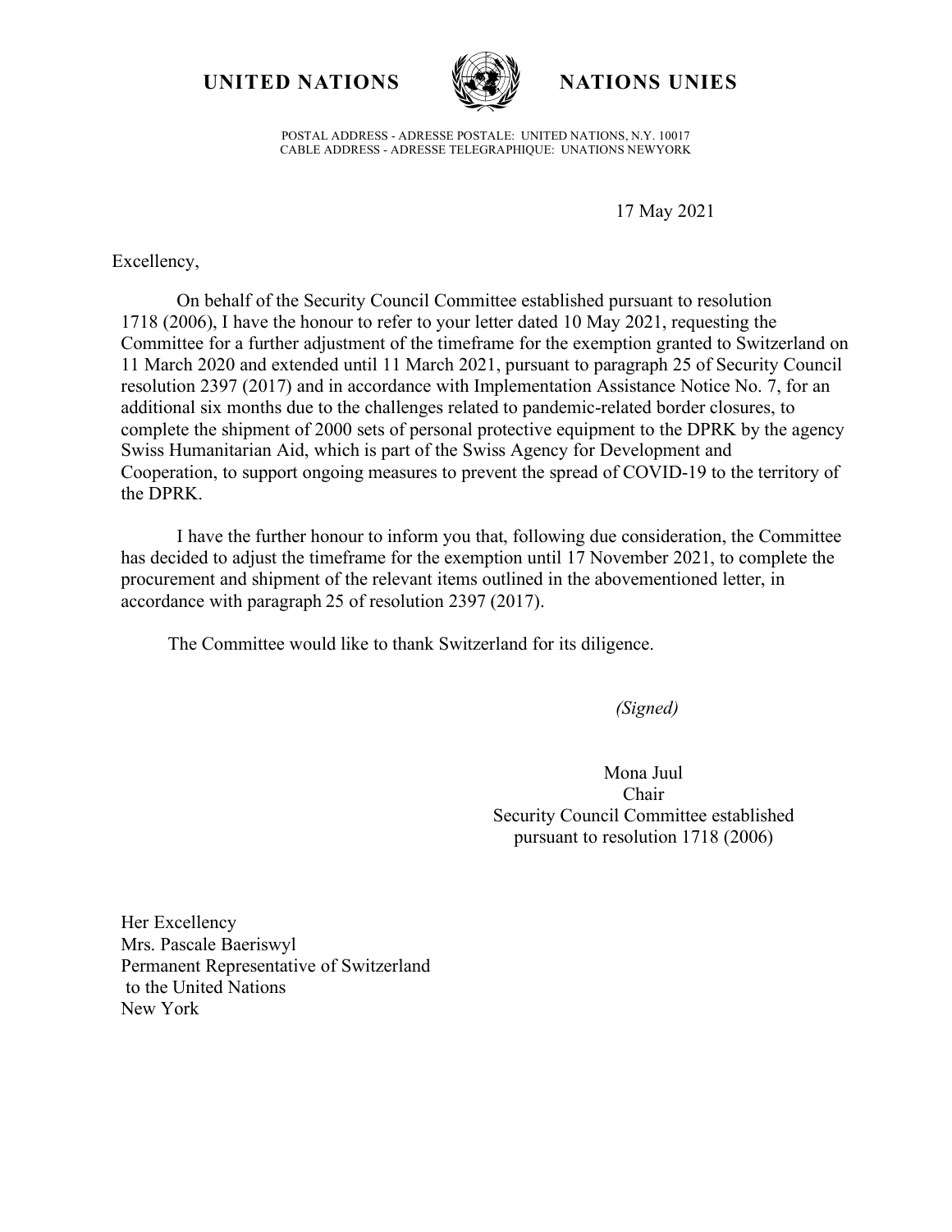**UNITED NATIONS** **NATIONS UNIES**

POSTAL ADDRESS - ADRESSE POSTALE: UNITED NATIONS, N.Y. 10017
CABLE ADDRESS - ADRESSE TELEGRAPHIQUE: UNATIONS NEWYORK

17 May 2021

Excellency,

On behalf of the Security Council Committee established pursuant to resolution 1718 (2006), I have the honour to refer to your letter dated 10 May 2021, requesting the Committee for a further adjustment of the timeframe for the exemption granted to Switzerland on 11 March 2020 and extended until 11 March 2021, pursuant to paragraph 25 of Security Council resolution 2397 (2017) and in accordance with Implementation Assistance Notice No. 7, for an additional six months due to the challenges related to pandemic-related border closures, to complete the shipment of 2000 sets of personal protective equipment to the DPRK by the agency Swiss Humanitarian Aid, which is part of the Swiss Agency for Development and Cooperation, to support ongoing measures to prevent the spread of COVID-19 to the territory of the DPRK.

I have the further honour to inform you that, following due consideration, the Committee has decided to adjust the timeframe for the exemption until 17 November 2021, to complete the procurement and shipment of the relevant items outlined in the abovementioned letter, in accordance with paragraph 25 of resolution 2397 (2017).

The Committee would like to thank Switzerland for its diligence.

*(Signed)*

Mona Juul
Chair
Security Council Committee established
pursuant to resolution 1718 (2006)

Her Excellency
Mrs. Pascale Baeriswyl
Permanent Representative of Switzerland
to the United Nations
New York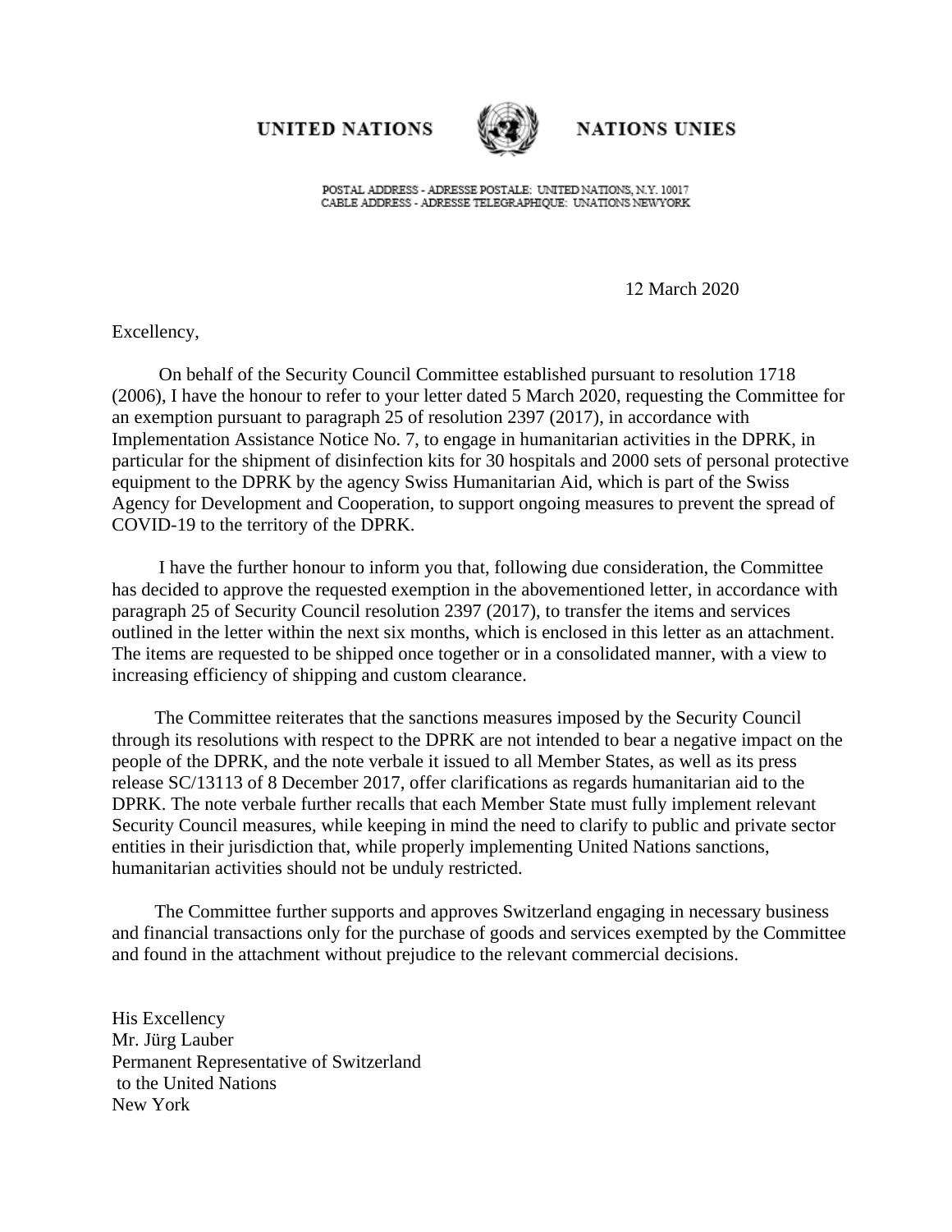UNITED NATIONS NATIONS UNIES

POSTAL ADDRESS - ADRESSE POSTALE: UNITED NATIONS, N.Y. 10017
CABLE ADDRESS - ADRESSE TELEGRAPHIQUE: UNATIONS NEWYORK

12 March 2020

Excellency,

On behalf of the Security Council Committee established pursuant to resolution 1718 (2006), I have the honour to refer to your letter dated 5 March 2020, requesting the Committee for an exemption pursuant to paragraph 25 of resolution 2397 (2017), in accordance with Implementation Assistance Notice No. 7, to engage in humanitarian activities in the DPRK, in particular for the shipment of disinfection kits for 30 hospitals and 2000 sets of personal protective equipment to the DPRK by the agency Swiss Humanitarian Aid, which is part of the Swiss Agency for Development and Cooperation, to support ongoing measures to prevent the spread of COVID-19 to the territory of the DPRK.

I have the further honour to inform you that, following due consideration, the Committee has decided to approve the requested exemption in the abovementioned letter, in accordance with paragraph 25 of Security Council resolution 2397 (2017), to transfer the items and services outlined in the letter within the next six months, which is enclosed in this letter as an attachment. The items are requested to be shipped once together or in a consolidated manner, with a view to increasing efficiency of shipping and custom clearance.

The Committee reiterates that the sanctions measures imposed by the Security Council through its resolutions with respect to the DPRK are not intended to bear a negative impact on the people of the DPRK, and the note verbale it issued to all Member States, as well as its press release SC/13113 of 8 December 2017, offer clarifications as regards humanitarian aid to the DPRK. The note verbale further recalls that each Member State must fully implement relevant Security Council measures, while keeping in mind the need to clarify to public and private sector entities in their jurisdiction that, while properly implementing United Nations sanctions, humanitarian activities should not be unduly restricted.

The Committee further supports and approves Switzerland engaging in necessary business and financial transactions only for the purchase of goods and services exempted by the Committee and found in the attachment without prejudice to the relevant commercial decisions.

His Excellency
Mr. Jürg Lauber
Permanent Representative of Switzerland
to the United Nations
New York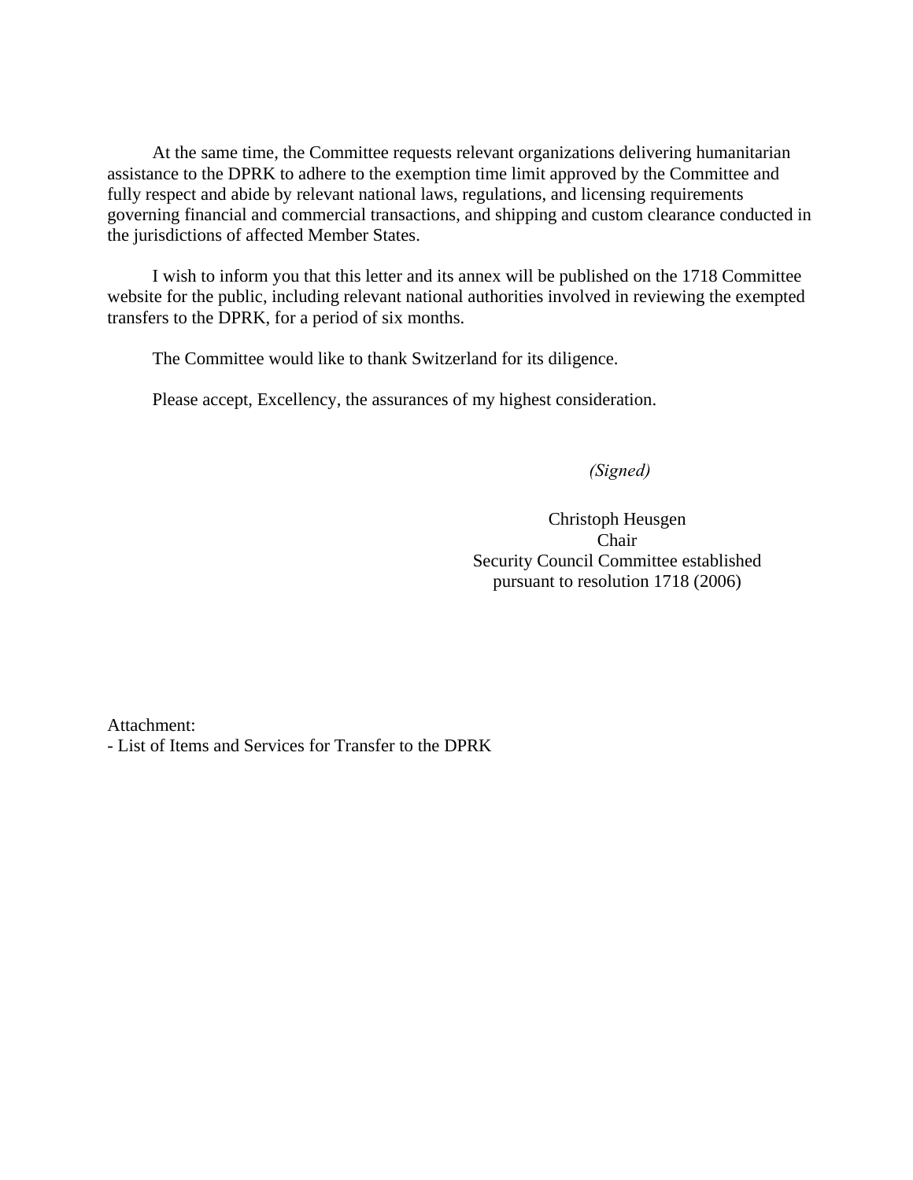At the same time, the Committee requests relevant organizations delivering humanitarian assistance to the DPRK to adhere to the exemption time limit approved by the Committee and fully respect and abide by relevant national laws, regulations, and licensing requirements governing financial and commercial transactions, and shipping and custom clearance conducted in the jurisdictions of affected Member States.

I wish to inform you that this letter and its annex will be published on the 1718 Committee website for the public, including relevant national authorities involved in reviewing the exempted transfers to the DPRK, for a period of six months.

The Committee would like to thank Switzerland for its diligence.

Please accept, Excellency, the assurances of my highest consideration.

*(Signed)*

Christoph Heusgen
Chair
Security Council Committee established pursuant to resolution 1718 (2006)

Attachment:
- List of Items and Services for Transfer to the DPRK